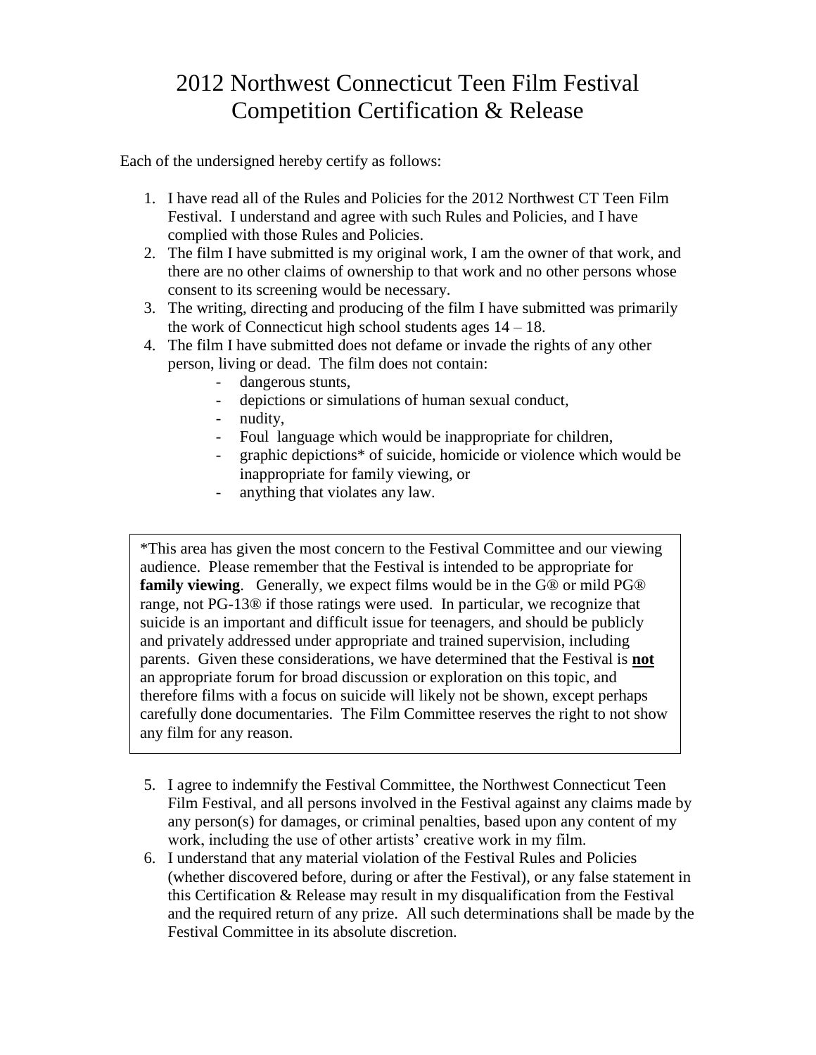# 2012 Northwest Connecticut Teen Film Festival
# Competition Certification & Release

Each of the undersigned hereby certify as follows:

1. I have read all of the Rules and Policies for the 2012 Northwest CT Teen Film Festival. I understand and agree with such Rules and Policies, and I have complied with those Rules and Policies.
2. The film I have submitted is my original work, I am the owner of that work, and there are no other claims of ownership to that work and no other persons whose consent to its screening would be necessary.
3. The writing, directing and producing of the film I have submitted was primarily the work of Connecticut high school students ages 14 – 18.
4. The film I have submitted does not defame or invade the rights of any other person, living or dead. The film does not contain:
   - dangerous stunts,
   - depictions or simulations of human sexual conduct,
   - nudity,
   - Foul language which would be inappropriate for children,
   - graphic depictions* of suicide, homicide or violence which would be inappropriate for family viewing, or
   - anything that violates any law.

> *This area has given the most concern to the Festival Committee and our viewing audience. Please remember that the Festival is intended to be appropriate for **family viewing**. Generally, we expect films would be in the G® or mild PG® range, not PG-13® if those ratings were used. In particular, we recognize that suicide is an important and difficult issue for teenagers, and should be publicly and privately addressed under appropriate and trained supervision, including parents. Given these considerations, we have determined that the Festival is **<u>not</u>** an appropriate forum for broad discussion or exploration on this topic, and therefore films with a focus on suicide will likely not be shown, except perhaps carefully done documentaries. The Film Committee reserves the right to not show any film for any reason.

5. I agree to indemnify the Festival Committee, the Northwest Connecticut Teen Film Festival, and all persons involved in the Festival against any claims made by any person(s) for damages, or criminal penalties, based upon any content of my work, including the use of other artists' creative work in my film.
6. I understand that any material violation of the Festival Rules and Policies (whether discovered before, during or after the Festival), or any false statement in this Certification & Release may result in my disqualification from the Festival and the required return of any prize. All such determinations shall be made by the Festival Committee in its absolute discretion.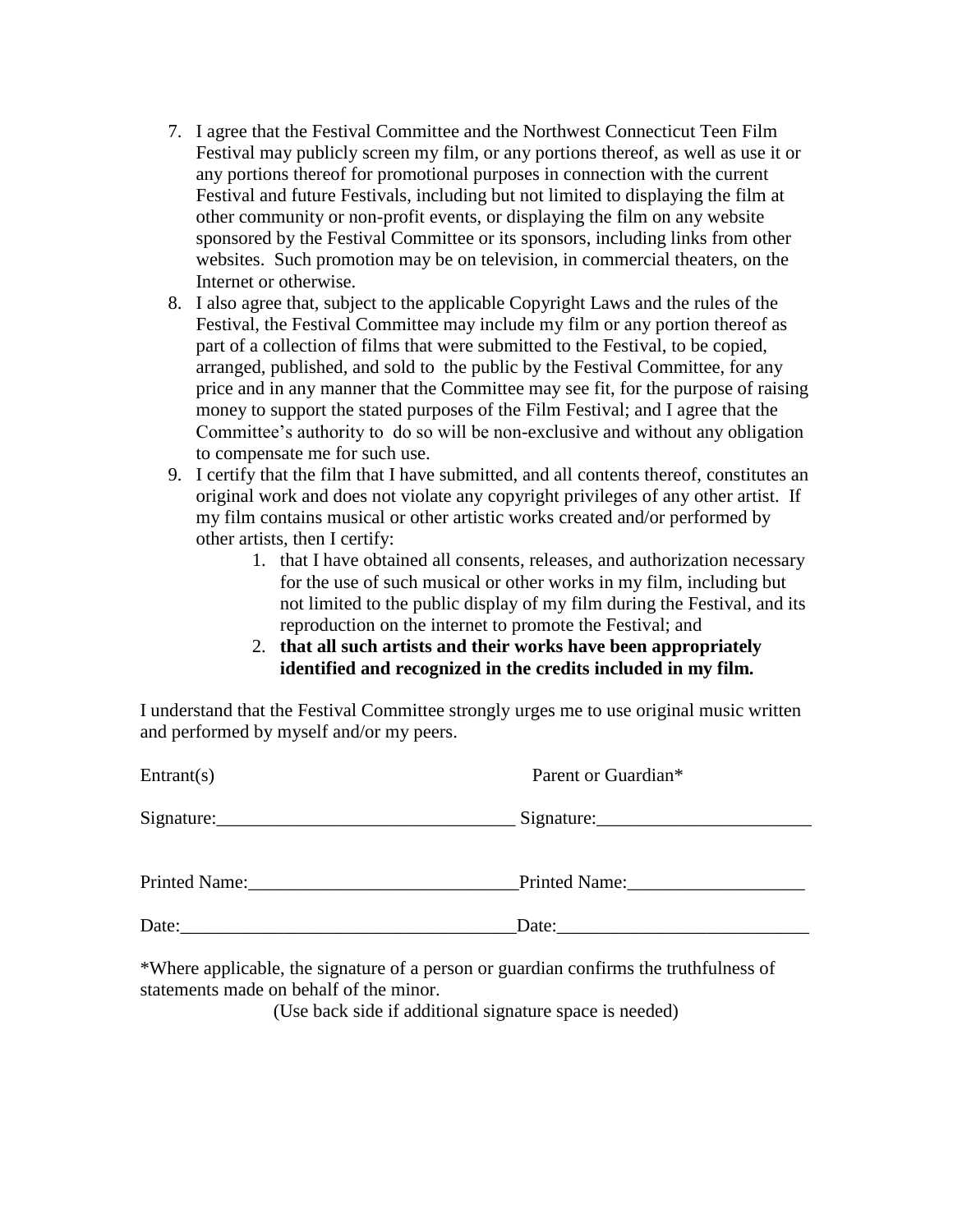7. I agree that the Festival Committee and the Northwest Connecticut Teen Film Festival may publicly screen my film, or any portions thereof, as well as use it or any portions thereof for promotional purposes in connection with the current Festival and future Festivals, including but not limited to displaying the film at other community or non-profit events, or displaying the film on any website sponsored by the Festival Committee or its sponsors, including links from other websites. Such promotion may be on television, in commercial theaters, on the Internet or otherwise.
8. I also agree that, subject to the applicable Copyright Laws and the rules of the Festival, the Festival Committee may include my film or any portion thereof as part of a collection of films that were submitted to the Festival, to be copied, arranged, published, and sold to the public by the Festival Committee, for any price and in any manner that the Committee may see fit, for the purpose of raising money to support the stated purposes of the Film Festival; and I agree that the Committee's authority to do so will be non-exclusive and without any obligation to compensate me for such use.
9. I certify that the film that I have submitted, and all contents thereof, constitutes an original work and does not violate any copyright privileges of any other artist. If my film contains musical or other artistic works created and/or performed by other artists, then I certify:
    1. that I have obtained all consents, releases, and authorization necessary for the use of such musical or other works in my film, including but not limited to the public display of my film during the Festival, and its reproduction on the internet to promote the Festival; and
    2. **that all such artists and their works have been appropriately identified and recognized in the credits included in my film.**

I understand that the Festival Committee strongly urges me to use original music written and performed by myself and/or my peers.

| Entrant(s) | Parent or Guardian* |
|---|---|
| Signature:________________________________ | Signature:_______________________ |
| Printed Name:_____________________________ | Printed Name:___________________ |
| Date:____________________________________ | Date:___________________________ |

*Where applicable, the signature of a person or guardian confirms the truthfulness of statements made on behalf of the minor.

(Use back side if additional signature space is needed)